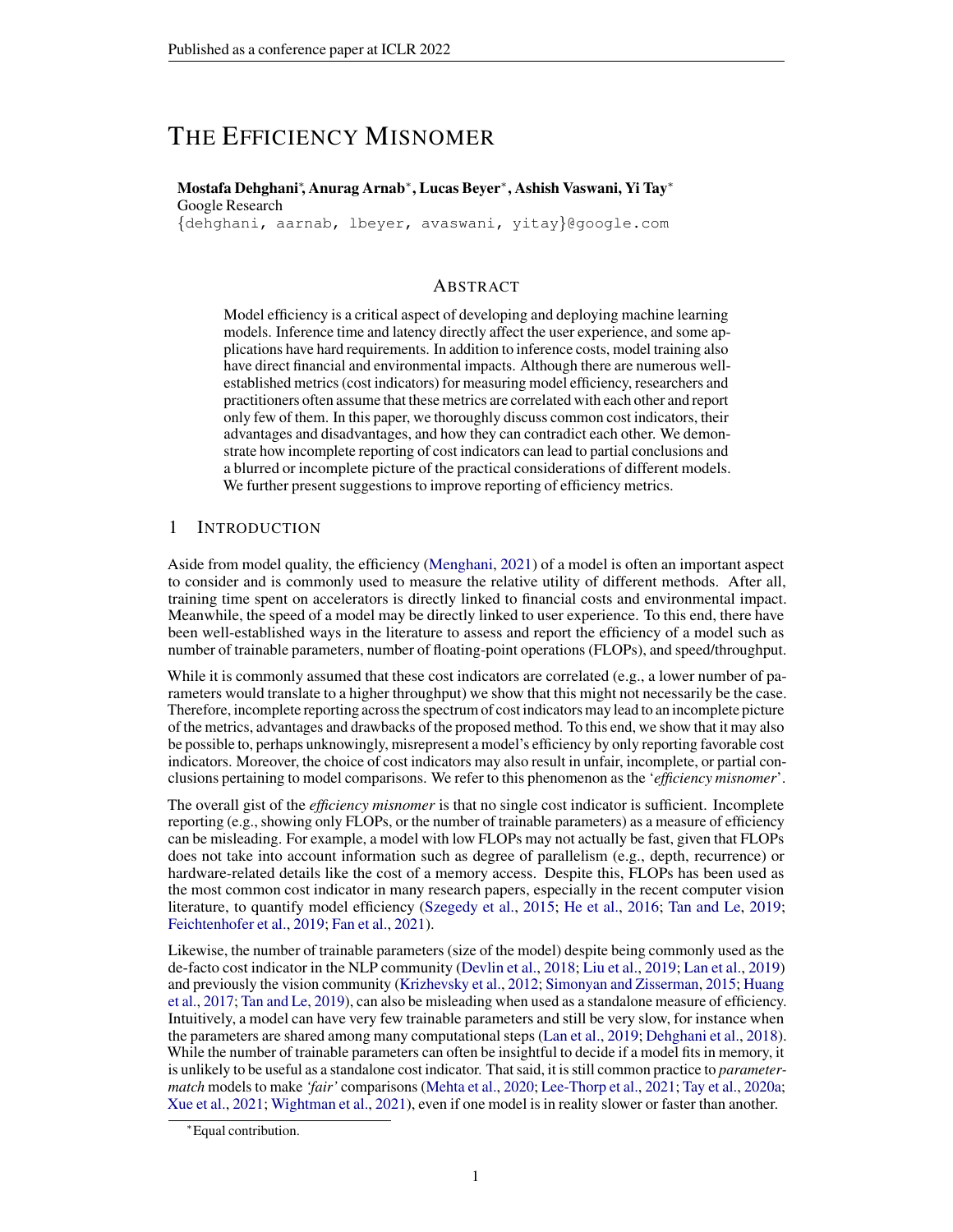# THE EFFICIENCY MISNOMER

**Mostafa Dehghani***, **Anurag Arnab***, **Lucas Beyer***, **Ashish Vaswani**, **Yi Tay***

Google Research

{dehghani, aarnab, lbeyer, avaswani, yitay}@google.com

## ABSTRACT

Model efficiency is a critical aspect of developing and deploying machine learning models. Inference time and latency directly affect the user experience, and some applications have hard requirements. In addition to inference costs, model training also have direct financial and environmental impacts. Although there are numerous well-established metrics (cost indicators) for measuring model efficiency, researchers and practitioners often assume that these metrics are correlated with each other and report only few of them. In this paper, we thoroughly discuss common cost indicators, their advantages and disadvantages, and how they can contradict each other. We demonstrate how incomplete reporting of cost indicators can lead to partial conclusions and a blurred or incomplete picture of the practical considerations of different models. We further present suggestions to improve reporting of efficiency metrics.

## 1 INTRODUCTION

Aside from model quality, the efficiency (Menghani, 2021) of a model is often an important aspect to consider and is commonly used to measure the relative utility of different methods. After all, training time spent on accelerators is directly linked to financial costs and environmental impact. Meanwhile, the speed of a model may be directly linked to user experience. To this end, there have been well-established ways in the literature to assess and report the efficiency of a model such as number of trainable parameters, number of floating-point operations (FLOPs), and speed/throughput.

While it is commonly assumed that these cost indicators are correlated (e.g., a lower number of parameters would translate to a higher throughput) we show that this might not necessarily be the case. Therefore, incomplete reporting across the spectrum of cost indicators may lead to an incomplete picture of the metrics, advantages and drawbacks of the proposed method. To this end, we show that it may also be possible to, perhaps unknowingly, misrepresent a model's efficiency by only reporting favorable cost indicators. Moreover, the choice of cost indicators may also result in unfair, incomplete, or partial conclusions pertaining to model comparisons. We refer to this phenomenon as the '*efficiency misnomer*'.

The overall gist of the *efficiency misnomer* is that no single cost indicator is sufficient. Incomplete reporting (e.g., showing only FLOPs, or the number of trainable parameters) as a measure of efficiency can be misleading. For example, a model with low FLOPs may not actually be fast, given that FLOPs does not take into account information such as degree of parallelism (e.g., depth, recurrence) or hardware-related details like the cost of a memory access. Despite this, FLOPs has been used as the most common cost indicator in many research papers, especially in the recent computer vision literature, to quantify model efficiency (Szegedy et al., 2015; He et al., 2016; Tan and Le, 2019; Feichtenhofer et al., 2019; Fan et al., 2021).

Likewise, the number of trainable parameters (size of the model) despite being commonly used as the de-facto cost indicator in the NLP community (Devlin et al., 2018; Liu et al., 2019; Lan et al., 2019) and previously the vision community (Krizhevsky et al., 2012; Simonyan and Zisserman, 2015; Huang et al., 2017; Tan and Le, 2019), can also be misleading when used as a standalone measure of efficiency. Intuitively, a model can have very few trainable parameters and still be very slow, for instance when the parameters are shared among many computational steps (Lan et al., 2019; Dehghani et al., 2018). While the number of trainable parameters can often be insightful to decide if a model fits in memory, it is unlikely to be useful as a standalone cost indicator. That said, it is still common practice to *parameter-match* models to make *'fair'* comparisons (Mehta et al., 2020; Lee-Thorp et al., 2021; Tay et al., 2020a; Xue et al., 2021; Wightman et al., 2021), even if one model is in reality slower or faster than another.

*Equal contribution.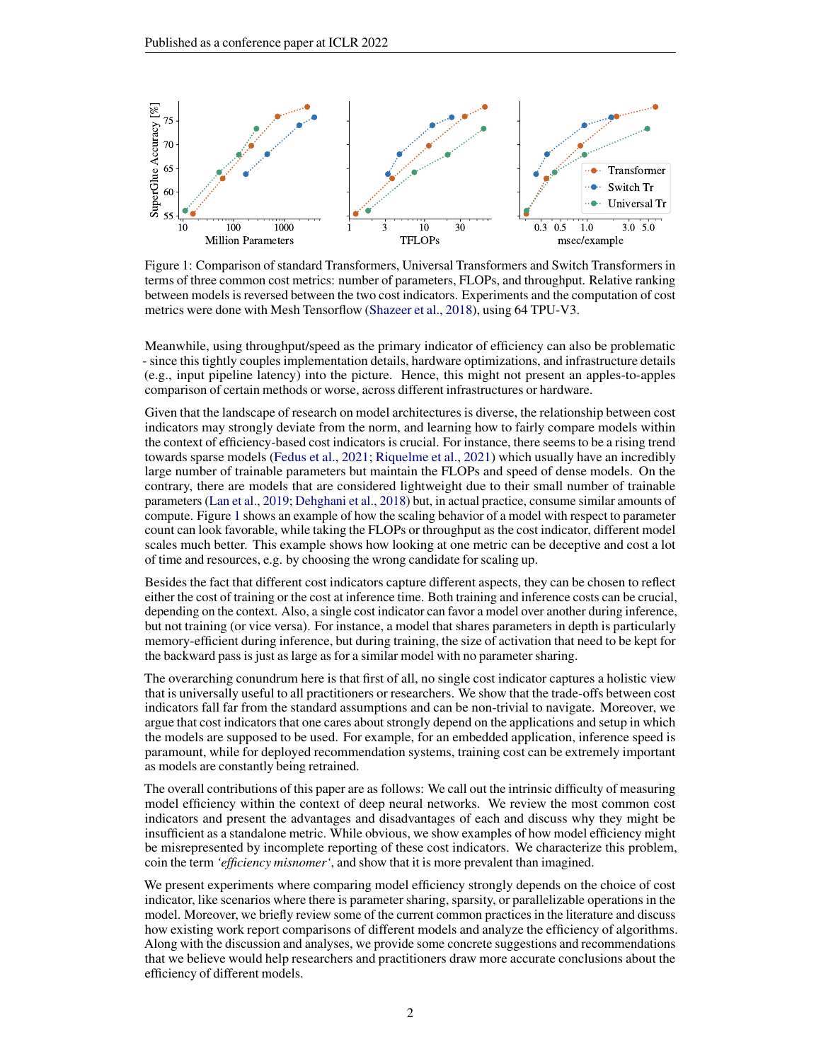Figure 1: Comparison of standard Transformers, Universal Transformers and Switch Transformers in terms of three common cost metrics: number of parameters, FLOPs, and throughput. Relative ranking between models is reversed between the two cost indicators. Experiments and the computation of cost metrics were done with Mesh Tensorflow (Shazeer et al., 2018), using 64 TPU-V3.

Meanwhile, using throughput/speed as the primary indicator of efficiency can also be problematic - since this tightly couples implementation details, hardware optimizations, and infrastructure details (e.g., input pipeline latency) into the picture. Hence, this might not present an apples-to-apples comparison of certain methods or worse, across different infrastructures or hardware.

Given that the landscape of research on model architectures is diverse, the relationship between cost indicators may strongly deviate from the norm, and learning how to fairly compare models within the context of efficiency-based cost indicators is crucial. For instance, there seems to be a rising trend towards sparse models (Fedus et al., 2021; Riquelme et al., 2021) which usually have an incredibly large number of trainable parameters but maintain the FLOPs and speed of dense models. On the contrary, there are models that are considered lightweight due to their small number of trainable parameters (Lan et al., 2019; Dehghani et al., 2018) but, in actual practice, consume similar amounts of compute. Figure 1 shows an example of how the scaling behavior of a model with respect to parameter count can look favorable, while taking the FLOPs or throughput as the cost indicator, different model scales much better. This example shows how looking at one metric can be deceptive and cost a lot of time and resources, e.g. by choosing the wrong candidate for scaling up.

Besides the fact that different cost indicators capture different aspects, they can be chosen to reflect either the cost of training or the cost at inference time. Both training and inference costs can be crucial, depending on the context. Also, a single cost indicator can favor a model over another during inference, but not training (or vice versa). For instance, a model that shares parameters in depth is particularly memory-efficient during inference, but during training, the size of activation that need to be kept for the backward pass is just as large as for a similar model with no parameter sharing.

The overarching conundrum here is that first of all, no single cost indicator captures a holistic view that is universally useful to all practitioners or researchers. We show that the trade-offs between cost indicators fall far from the standard assumptions and can be non-trivial to navigate. Moreover, we argue that cost indicators that one cares about strongly depend on the applications and setup in which the models are supposed to be used. For example, for an embedded application, inference speed is paramount, while for deployed recommendation systems, training cost can be extremely important as models are constantly being retrained.

The overall contributions of this paper are as follows: We call out the intrinsic difficulty of measuring model efficiency within the context of deep neural networks. We review the most common cost indicators and present the advantages and disadvantages of each and discuss why they might be insufficient as a standalone metric. While obvious, we show examples of how model efficiency might be misrepresented by incomplete reporting of these cost indicators. We characterize this problem, coin the term *'efficiency misnomer'*, and show that it is more prevalent than imagined.

We present experiments where comparing model efficiency strongly depends on the choice of cost indicator, like scenarios where there is parameter sharing, sparsity, or parallelizable operations in the model. Moreover, we briefly review some of the current common practices in the literature and discuss how existing work report comparisons of different models and analyze the efficiency of algorithms. Along with the discussion and analyses, we provide some concrete suggestions and recommendations that we believe would help researchers and practitioners draw more accurate conclusions about the efficiency of different models.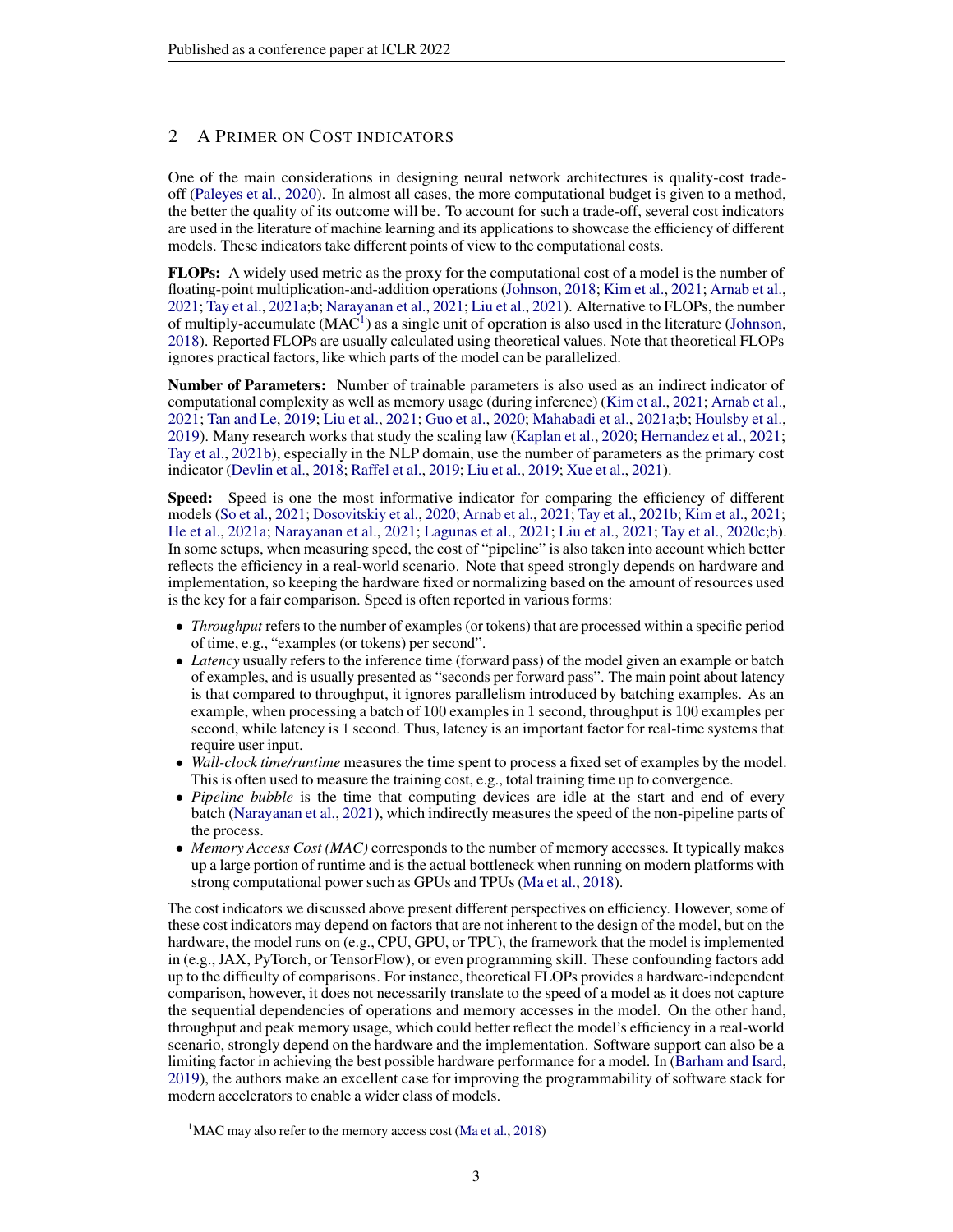## 2 A Primer on Cost indicators

One of the main considerations in designing neural network architectures is quality-cost trade-off (Paleyes et al., 2020). In almost all cases, the more computational budget is given to a method, the better the quality of its outcome will be. To account for such a trade-off, several cost indicators are used in the literature of machine learning and its applications to showcase the efficiency of different models. These indicators take different points of view to the computational costs.

**FLOPs:** A widely used metric as the proxy for the computational cost of a model is the number of floating-point multiplication-and-addition operations (Johnson, 2018; Kim et al., 2021; Arnab et al., 2021; Tay et al., 2021a;b; Narayanan et al., 2021; Liu et al., 2021). Alternative to FLOPs, the number of multiply-accumulate (MAC[1]) as a single unit of operation is also used in the literature (Johnson, 2018). Reported FLOPs are usually calculated using theoretical values. Note that theoretical FLOPs ignores practical factors, like which parts of the model can be parallelized.

**Number of Parameters:** Number of trainable parameters is also used as an indirect indicator of computational complexity as well as memory usage (during inference) (Kim et al., 2021; Arnab et al., 2021; Tan and Le, 2019; Liu et al., 2021; Guo et al., 2020; Mahabadi et al., 2021a;b; Houlsby et al., 2019). Many research works that study the scaling law (Kaplan et al., 2020; Hernandez et al., 2021; Tay et al., 2021b), especially in the NLP domain, use the number of parameters as the primary cost indicator (Devlin et al., 2018; Raffel et al., 2019; Liu et al., 2019; Xue et al., 2021).

**Speed:** Speed is one the most informative indicator for comparing the efficiency of different models (So et al., 2021; Dosovitskiy et al., 2020; Arnab et al., 2021; Tay et al., 2021b; Kim et al., 2021; He et al., 2021a; Narayanan et al., 2021; Lagunas et al., 2021; Liu et al., 2021; Tay et al., 2020c;b). In some setups, when measuring speed, the cost of "pipeline" is also taken into account which better reflects the efficiency in a real-world scenario. Note that speed strongly depends on hardware and implementation, so keeping the hardware fixed or normalizing based on the amount of resources used is the key for a fair comparison. Speed is often reported in various forms:

- *Throughput* refers to the number of examples (or tokens) that are processed within a specific period of time, e.g., "examples (or tokens) per second".
- *Latency* usually refers to the inference time (forward pass) of the model given an example or batch of examples, and is usually presented as "seconds per forward pass". The main point about latency is that compared to throughput, it ignores parallelism introduced by batching examples. As an example, when processing a batch of $100$ examples in $1$ second, throughput is $100$ examples per second, while latency is $1$ second. Thus, latency is an important factor for real-time systems that require user input.
- *Wall-clock time/runtime* measures the time spent to process a fixed set of examples by the model. This is often used to measure the training cost, e.g., total training time up to convergence.
- *Pipeline bubble* is the time that computing devices are idle at the start and end of every batch (Narayanan et al., 2021), which indirectly measures the speed of the non-pipeline parts of the process.
- *Memory Access Cost (MAC)* corresponds to the number of memory accesses. It typically makes up a large portion of runtime and is the actual bottleneck when running on modern platforms with strong computational power such as GPUs and TPUs (Ma et al., 2018).

The cost indicators we discussed above present different perspectives on efficiency. However, some of these cost indicators may depend on factors that are not inherent to the design of the model, but on the hardware, the model runs on (e.g., CPU, GPU, or TPU), the framework that the model is implemented in (e.g., JAX, PyTorch, or TensorFlow), or even programming skill. These confounding factors add up to the difficulty of comparisons. For instance, theoretical FLOPs provides a hardware-independent comparison, however, it does not necessarily translate to the speed of a model as it does not capture the sequential dependencies of operations and memory accesses in the model. On the other hand, throughput and peak memory usage, which could better reflect the model's efficiency in a real-world scenario, strongly depend on the hardware and the implementation. Software support can also be a limiting factor in achieving the best possible hardware performance for a model. In (Barham and Isard, 2019), the authors make an excellent case for improving the programmability of software stack for modern accelerators to enable a wider class of models.

[1] MAC may also refer to the memory access cost (Ma et al., 2018)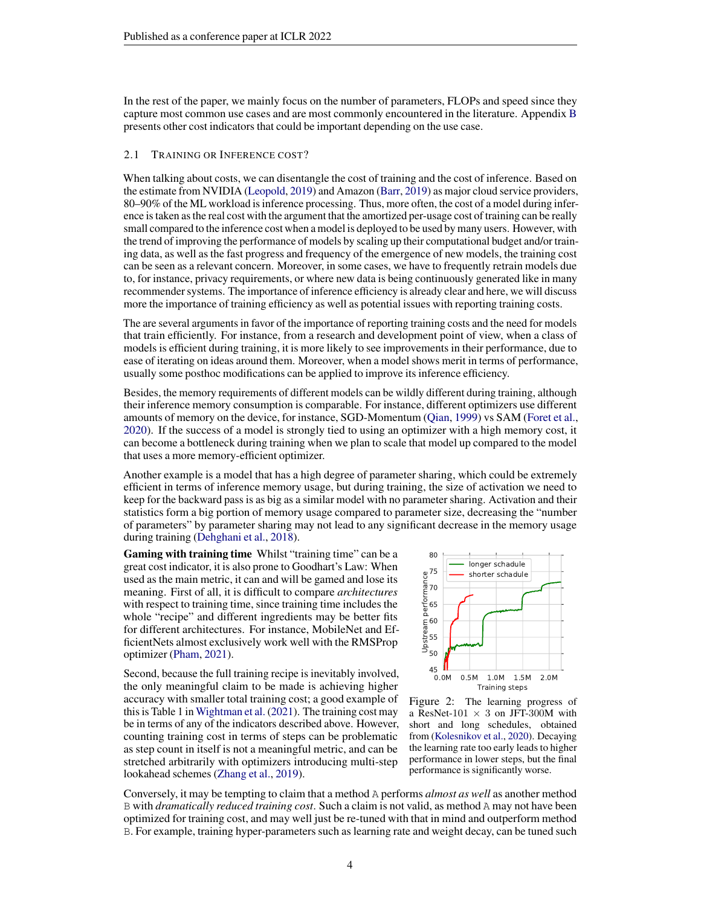In the rest of the paper, we mainly focus on the number of parameters, FLOPs and speed since they capture most common use cases and are most commonly encountered in the literature. Appendix B presents other cost indicators that could be important depending on the use case.

### 2.1 Training or Inference cost?

When talking about costs, we can disentangle the cost of training and the cost of inference. Based on the estimate from NVIDIA (Leopold, 2019) and Amazon (Barr, 2019) as major cloud service providers, 80–90% of the ML workload is inference processing. Thus, more often, the cost of a model during inference is taken as the real cost with the argument that the amortized per-usage cost of training can be really small compared to the inference cost when a model is deployed to be used by many users. However, with the trend of improving the performance of models by scaling up their computational budget and/or training data, as well as the fast progress and frequency of the emergence of new models, the training cost can be seen as a relevant concern. Moreover, in some cases, we have to frequently retrain models due to, for instance, privacy requirements, or where new data is being continuously generated like in many recommender systems. The importance of inference efficiency is already clear and here, we will discuss more the importance of training efficiency as well as potential issues with reporting training costs.

The are several arguments in favor of the importance of reporting training costs and the need for models that train efficiently. For instance, from a research and development point of view, when a class of models is efficient during training, it is more likely to see improvements in their performance, due to ease of iterating on ideas around them. Moreover, when a model shows merit in terms of performance, usually some posthoc modifications can be applied to improve its inference efficiency.

Besides, the memory requirements of different models can be wildly different during training, although their inference memory consumption is comparable. For instance, different optimizers use different amounts of memory on the device, for instance, SGD-Momentum (Qian, 1999) vs SAM (Foret et al., 2020). If the success of a model is strongly tied to using an optimizer with a high memory cost, it can become a bottleneck during training when we plan to scale that model up compared to the model that uses a more memory-efficient optimizer.

Another example is a model that has a high degree of parameter sharing, which could be extremely efficient in terms of inference memory usage, but during training, the size of activation we need to keep for the backward pass is as big as a similar model with no parameter sharing. Activation and their statistics form a big portion of memory usage compared to parameter size, decreasing the "number of parameters" by parameter sharing may not lead to any significant decrease in the memory usage during training (Dehghani et al., 2018).

**Gaming with training time** Whilst "training time" can be a great cost indicator, it is also prone to Goodhart's Law: When used as the main metric, it can and will be gamed and lose its meaning. First of all, it is difficult to compare *architectures* with respect to training time, since training time includes the whole "recipe" and different ingredients may be better fits for different architectures. For instance, MobileNet and EfficientNets almost exclusively work well with the RMSProp optimizer (Pham, 2021).

Second, because the full training recipe is inevitably involved, the only meaningful claim to be made is achieving higher accuracy with smaller total training cost; a good example of this is Table 1 in Wightman et al. (2021). The training cost may be in terms of any of the indicators described above. However, counting training cost in terms of steps can be problematic as step count in itself is not a meaningful metric, and can be stretched arbitrarily with optimizers introducing multi-step lookahead schemes (Zhang et al., 2019).

Figure 2: The learning progress of a ResNet-101 $\times$ 3 on JFT-300M with short and long schedules, obtained from (Kolesnikov et al., 2020). Decaying the learning rate too early leads to higher performance in lower steps, but the final performance is significantly worse.

Conversely, it may be tempting to claim that a method A performs *almost as well* as another method B with *dramatically reduced training cost*. Such a claim is not valid, as method A may not have been optimized for training cost, and may well just be re-tuned with that in mind and outperform method B. For example, training hyper-parameters such as learning rate and weight decay, can be tuned such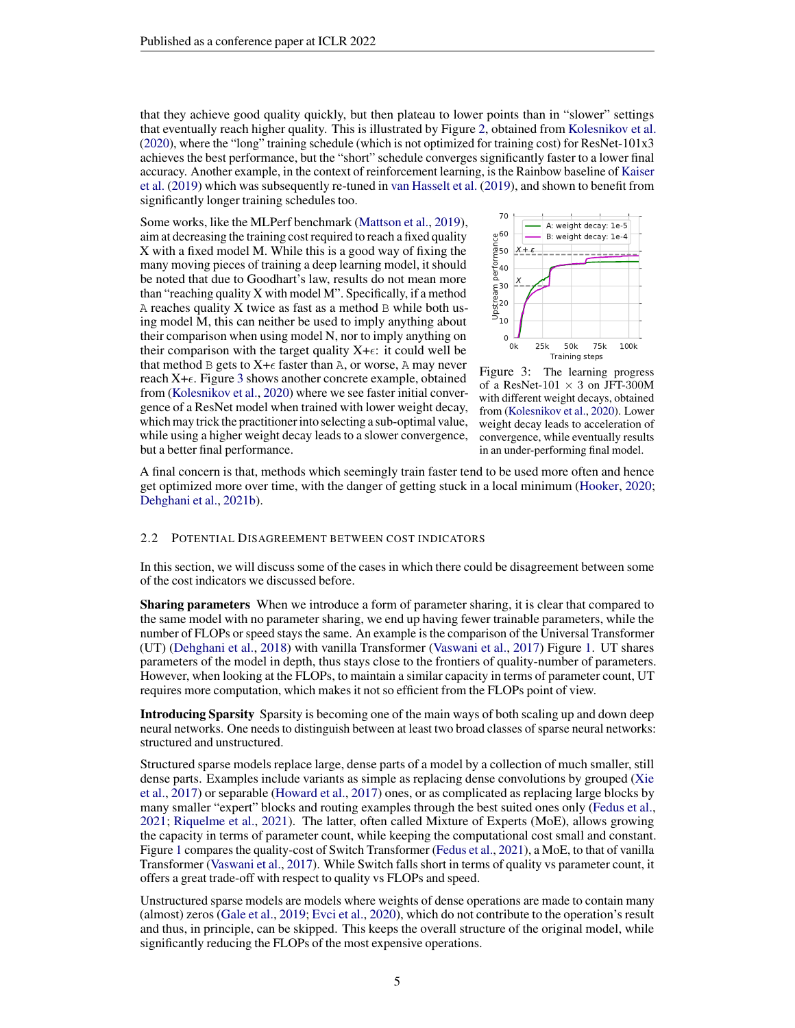that they achieve good quality quickly, but then plateau to lower points than in "slower" settings that eventually reach higher quality. This is illustrated by Figure 2, obtained from Kolesnikov et al. (2020), where the "long" training schedule (which is not optimized for training cost) for ResNet-101x3 achieves the best performance, but the "short" schedule converges significantly faster to a lower final accuracy. Another example, in the context of reinforcement learning, is the Rainbow baseline of Kaiser et al. (2019) which was subsequently re-tuned in van Hasselt et al. (2019), and shown to benefit from significantly longer training schedules too.

Some works, like the MLPerf benchmark (Mattson et al., 2019), aim at decreasing the training cost required to reach a fixed quality X with a fixed model M. While this is a good way of fixing the many moving pieces of training a deep learning model, it should be noted that due to Goodhart's law, results do not mean more than "reaching quality X with model M". Specifically, if a method A reaches quality X twice as fast as a method B while both using model M, this can neither be used to imply anything about their comparison when using model N, nor to imply anything on their comparison with the target quality X+$\epsilon$: it could well be that method B gets to X+$\epsilon$ faster than A, or worse, A may never reach X+$\epsilon$. Figure 3 shows another concrete example, obtained from (Kolesnikov et al., 2020) where we see faster initial convergence of a ResNet model when trained with lower weight decay, which may trick the practitioner into selecting a sub-optimal value, while using a higher weight decay leads to a slower convergence, but a better final performance.

Figure 3: The learning progress of a ResNet-101 $\times$ 3 on JFT-300M with different weight decays, obtained from (Kolesnikov et al., 2020). Lower weight decay leads to acceleration of convergence, while eventually results in an under-performing final model.

A final concern is that, methods which seemingly train faster tend to be used more often and hence get optimized more over time, with the danger of getting stuck in a local minimum (Hooker, 2020; Dehghani et al., 2021b).

### 2.2 Potential Disagreement Between Cost Indicators

In this section, we will discuss some of the cases in which there could be disagreement between some of the cost indicators we discussed before.

**Sharing parameters** When we introduce a form of parameter sharing, it is clear that compared to the same model with no parameter sharing, we end up having fewer trainable parameters, while the number of FLOPs or speed stays the same. An example is the comparison of the Universal Transformer (UT) (Dehghani et al., 2018) with vanilla Transformer (Vaswani et al., 2017) Figure 1. UT shares parameters of the model in depth, thus stays close to the frontiers of quality-number of parameters. However, when looking at the FLOPs, to maintain a similar capacity in terms of parameter count, UT requires more computation, which makes it not so efficient from the FLOPs point of view.

**Introducing Sparsity** Sparsity is becoming one of the main ways of both scaling up and down deep neural networks. One needs to distinguish between at least two broad classes of sparse neural networks: structured and unstructured.

Structured sparse models replace large, dense parts of a model by a collection of much smaller, still dense parts. Examples include variants as simple as replacing dense convolutions by grouped (Xie et al., 2017) or separable (Howard et al., 2017) ones, or as complicated as replacing large blocks by many smaller "expert" blocks and routing examples through the best suited ones only (Fedus et al., 2021; Riquelme et al., 2021). The latter, often called Mixture of Experts (MoE), allows growing the capacity in terms of parameter count, while keeping the computational cost small and constant. Figure 1 compares the quality-cost of Switch Transformer (Fedus et al., 2021), a MoE, to that of vanilla Transformer (Vaswani et al., 2017). While Switch falls short in terms of quality vs parameter count, it offers a great trade-off with respect to quality vs FLOPs and speed.

Unstructured sparse models are models where weights of dense operations are made to contain many (almost) zeros (Gale et al., 2019; Evci et al., 2020), which do not contribute to the operation's result and thus, in principle, can be skipped. This keeps the overall structure of the original model, while significantly reducing the FLOPs of the most expensive operations.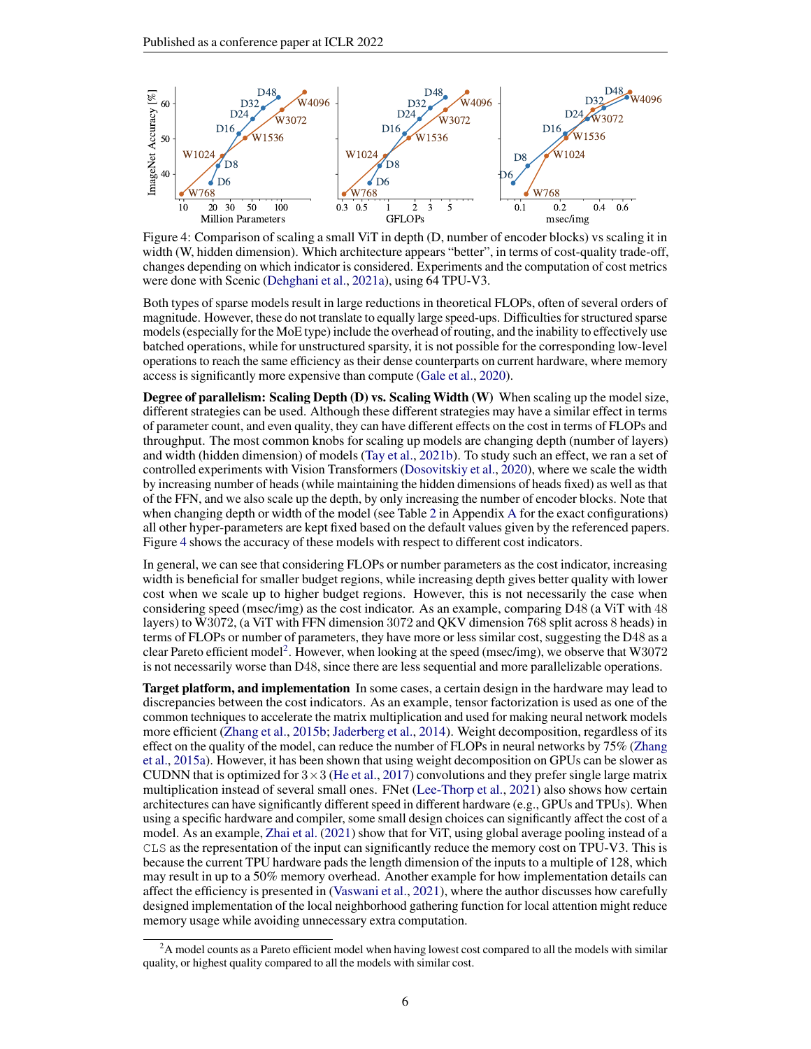Figure 4: Comparison of scaling a small ViT in depth (D, number of encoder blocks) vs scaling it in width (W, hidden dimension). Which architecture appears "better", in terms of cost-quality trade-off, changes depending on which indicator is considered. Experiments and the computation of cost metrics were done with Scenic (Dehghani et al., 2021a), using 64 TPU-V3.

Both types of sparse models result in large reductions in theoretical FLOPs, often of several orders of magnitude. However, these do not translate to equally large speed-ups. Difficulties for structured sparse models (especially for the MoE type) include the overhead of routing, and the inability to effectively use batched operations, while for unstructured sparsity, it is not possible for the corresponding low-level operations to reach the same efficiency as their dense counterparts on current hardware, where memory access is significantly more expensive than compute (Gale et al., 2020).

**Degree of parallelism: Scaling Depth (D) vs. Scaling Width (W)** When scaling up the model size, different strategies can be used. Although these different strategies may have a similar effect in terms of parameter count, and even quality, they can have different effects on the cost in terms of FLOPs and throughput. The most common knobs for scaling up models are changing depth (number of layers) and width (hidden dimension) of models (Tay et al., 2021b). To study such an effect, we ran a set of controlled experiments with Vision Transformers (Dosovitskiy et al., 2020), where we scale the width by increasing number of heads (while maintaining the hidden dimensions of heads fixed) as well as that of the FFN, and we also scale up the depth, by only increasing the number of encoder blocks. Note that when changing depth or width of the model (see Table 2 in Appendix A for the exact configurations) all other hyper-parameters are kept fixed based on the default values given by the referenced papers. Figure 4 shows the accuracy of these models with respect to different cost indicators.

In general, we can see that considering FLOPs or number parameters as the cost indicator, increasing width is beneficial for smaller budget regions, while increasing depth gives better quality with lower cost when we scale up to higher budget regions. However, this is not necessarily the case when considering speed (msec/img) as the cost indicator. As an example, comparing D48 (a ViT with 48 layers) to W3072, (a ViT with FFN dimension 3072 and QKV dimension 768 split across 8 heads) in terms of FLOPs or number of parameters, they have more or less similar cost, suggesting the D48 as a clear Pareto efficient model[2]. However, when looking at the speed (msec/img), we observe that W3072 is not necessarily worse than D48, since there are less sequential and more parallelizable operations.

**Target platform, and implementation** In some cases, a certain design in the hardware may lead to discrepancies between the cost indicators. As an example, tensor factorization is used as one of the common techniques to accelerate the matrix multiplication and used for making neural network models more efficient (Zhang et al., 2015b; Jaderberg et al., 2014). Weight decomposition, regardless of its effect on the quality of the model, can reduce the number of FLOPs in neural networks by 75% (Zhang et al., 2015a). However, it has been shown that using weight decomposition on GPUs can be slower as CUDNN that is optimized for $3 \times 3$ (He et al., 2017) convolutions and they prefer single large matrix multiplication instead of several small ones. FNet (Lee-Thorp et al., 2021) also shows how certain architectures can have significantly different speed in different hardware (e.g., GPUs and TPUs). When using a specific hardware and compiler, some small design choices can significantly affect the cost of a model. As an example, Zhai et al. (2021) show that for ViT, using global average pooling instead of a `CLS` as the representation of the input can significantly reduce the memory cost on TPU-V3. This is because the current TPU hardware pads the length dimension of the inputs to a multiple of 128, which may result in up to a 50% memory overhead. Another example for how implementation details can affect the efficiency is presented in (Vaswani et al., 2021), where the author discusses how carefully designed implementation of the local neighborhood gathering function for local attention might reduce memory usage while avoiding unnecessary extra computation.

[2] A model counts as a Pareto efficient model when having lowest cost compared to all the models with similar quality, or highest quality compared to all the models with similar cost.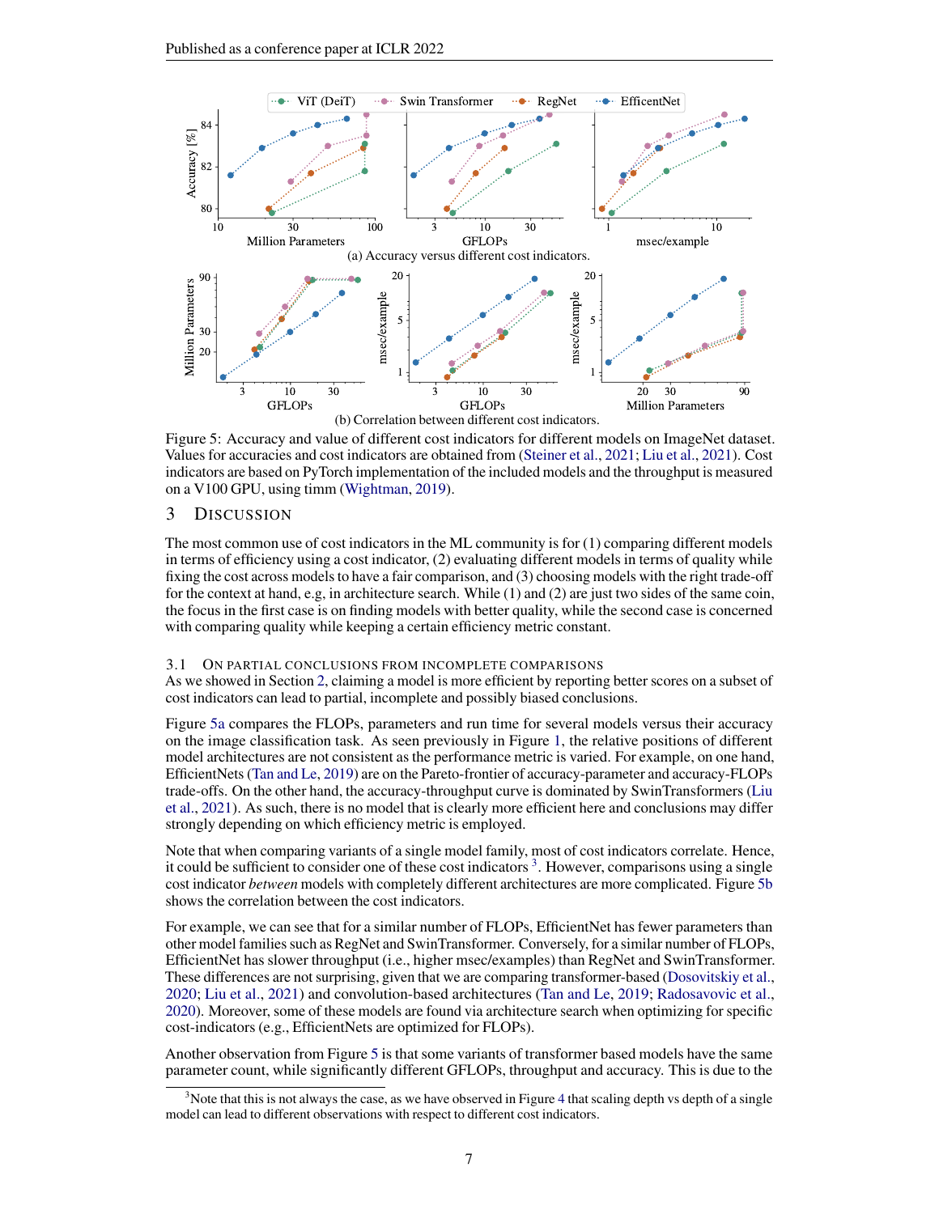(a) Accuracy versus different cost indicators.

(b) Correlation between different cost indicators.

Figure 5: Accuracy and value of different cost indicators for different models on ImageNet dataset. Values for accuracies and cost indicators are obtained from (Steiner et al., 2021; Liu et al., 2021). Cost indicators are based on PyTorch implementation of the included models and the throughput is measured on a V100 GPU, using timm (Wightman, 2019).

# 3 Discussion

The most common use of cost indicators in the ML community is for (1) comparing different models in terms of efficiency using a cost indicator, (2) evaluating different models in terms of quality while fixing the cost across models to have a fair comparison, and (3) choosing models with the right trade-off for the context at hand, e.g, in architecture search. While (1) and (2) are just two sides of the same coin, the focus in the first case is on finding models with better quality, while the second case is concerned with comparing quality while keeping a certain efficiency metric constant.

## 3.1 On partial conclusions from incomplete comparisons

As we showed in Section 2, claiming a model is more efficient by reporting better scores on a subset of cost indicators can lead to partial, incomplete and possibly biased conclusions.

Figure 5a compares the FLOPs, parameters and run time for several models versus their accuracy on the image classification task. As seen previously in Figure 1, the relative positions of different model architectures are not consistent as the performance metric is varied. For example, on one hand, EfficientNets (Tan and Le, 2019) are on the Pareto-frontier of accuracy-parameter and accuracy-FLOPs trade-offs. On the other hand, the accuracy-throughput curve is dominated by SwinTransformers (Liu et al., 2021). As such, there is no model that is clearly more efficient here and conclusions may differ strongly depending on which efficiency metric is employed.

Note that when comparing variants of a single model family, most of cost indicators correlate. Hence, it could be sufficient to consider one of these cost indicators [3]. However, comparisons using a single cost indicator *between* models with completely different architectures are more complicated. Figure 5b shows the correlation between the cost indicators.

For example, we can see that for a similar number of FLOPs, EfficientNet has fewer parameters than other model families such as RegNet and SwinTransformer. Conversely, for a similar number of FLOPs, EfficientNet has slower throughput (i.e., higher msec/examples) than RegNet and SwinTransformer. These differences are not surprising, given that we are comparing transformer-based (Dosovitskiy et al., 2020; Liu et al., 2021) and convolution-based architectures (Tan and Le, 2019; Radosavovic et al., 2020). Moreover, some of these models are found via architecture search when optimizing for specific cost-indicators (e.g., EfficientNets are optimized for FLOPs).

Another observation from Figure 5 is that some variants of transformer based models have the same parameter count, while significantly different GFLOPs, throughput and accuracy. This is due to the

[3] Note that this is not always the case, as we have observed in Figure 4 that scaling depth vs depth of a single model can lead to different observations with respect to different cost indicators.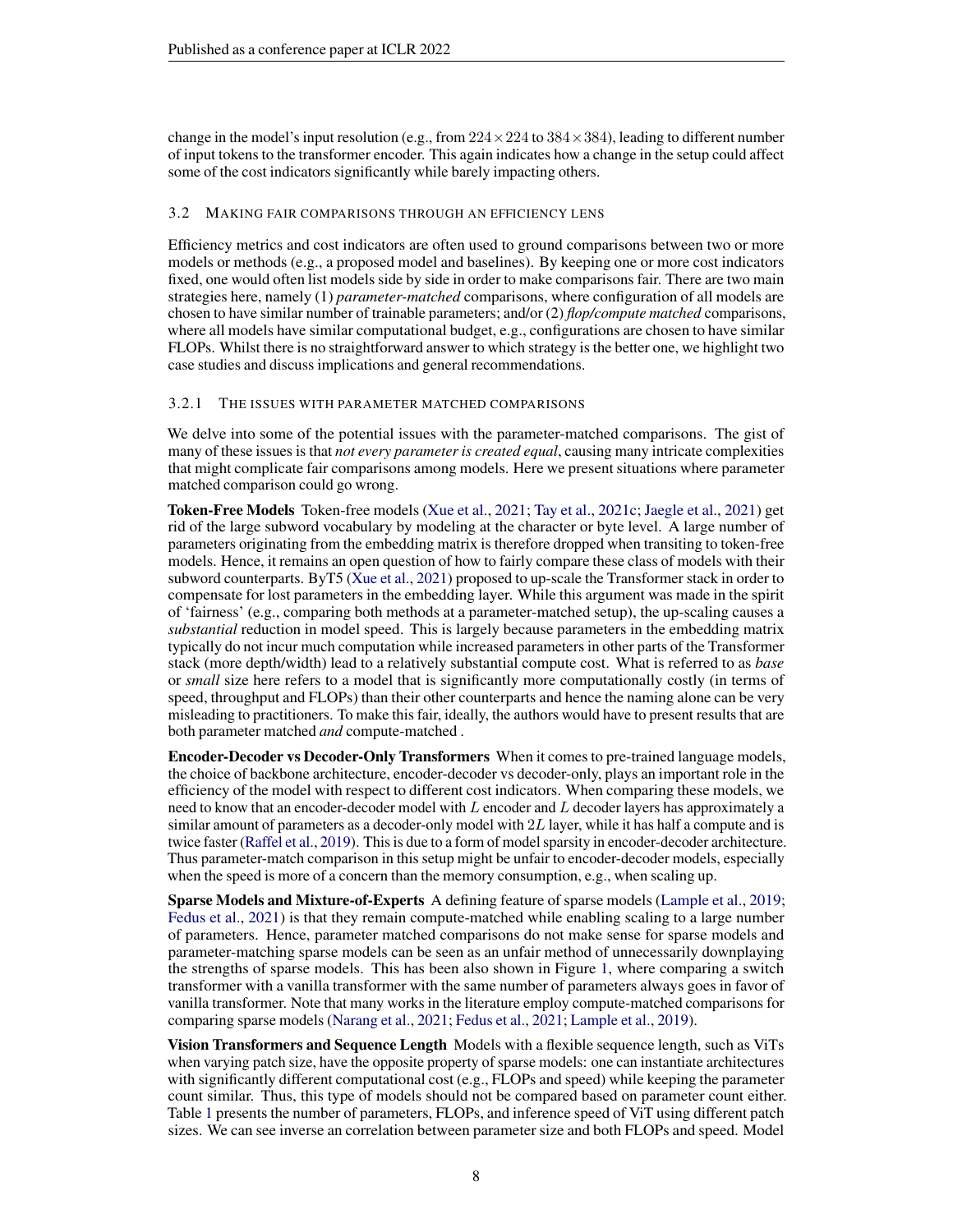change in the model's input resolution (e.g., from $224 \times 224$ to $384 \times 384$), leading to different number of input tokens to the transformer encoder. This again indicates how a change in the setup could affect some of the cost indicators significantly while barely impacting others.

### 3.2 Making fair comparisons through an efficiency lens

Efficiency metrics and cost indicators are often used to ground comparisons between two or more models or methods (e.g., a proposed model and baselines). By keeping one or more cost indicators fixed, one would often list models side by side in order to make comparisons fair. There are two main strategies here, namely (1) *parameter-matched* comparisons, where configuration of all models are chosen to have similar number of trainable parameters; and/or (2) *flop/compute matched* comparisons, where all models have similar computational budget, e.g., configurations are chosen to have similar FLOPs. Whilst there is no straightforward answer to which strategy is the better one, we highlight two case studies and discuss implications and general recommendations.

#### 3.2.1 The issues with parameter matched comparisons

We delve into some of the potential issues with the parameter-matched comparisons. The gist of many of these issues is that *not every parameter is created equal*, causing many intricate complexities that might complicate fair comparisons among models. Here we present situations where parameter matched comparison could go wrong.

**Token-Free Models** Token-free models (Xue et al., 2021; Tay et al., 2021c; Jaegle et al., 2021) get rid of the large subword vocabulary by modeling at the character or byte level. A large number of parameters originating from the embedding matrix is therefore dropped when transiting to token-free models. Hence, it remains an open question of how to fairly compare these class of models with their subword counterparts. ByT5 (Xue et al., 2021) proposed to up-scale the Transformer stack in order to compensate for lost parameters in the embedding layer. While this argument was made in the spirit of 'fairness' (e.g., comparing both methods at a parameter-matched setup), the up-scaling causes a *substantial* reduction in model speed. This is largely because parameters in the embedding matrix typically do not incur much computation while increased parameters in other parts of the Transformer stack (more depth/width) lead to a relatively substantial compute cost. What is referred to as *base* or *small* size here refers to a model that is significantly more computationally costly (in terms of speed, throughput and FLOPs) than their other counterparts and hence the naming alone can be very misleading to practitioners. To make this fair, ideally, the authors would have to present results that are both parameter matched *and* compute-matched .

**Encoder-Decoder vs Decoder-Only Transformers** When it comes to pre-trained language models, the choice of backbone architecture, encoder-decoder vs decoder-only, plays an important role in the efficiency of the model with respect to different cost indicators. When comparing these models, we need to know that an encoder-decoder model with $L$ encoder and $L$ decoder layers has approximately a similar amount of parameters as a decoder-only model with $2L$ layer, while it has half a compute and is twice faster (Raffel et al., 2019). This is due to a form of model sparsity in encoder-decoder architecture. Thus parameter-match comparison in this setup might be unfair to encoder-decoder models, especially when the speed is more of a concern than the memory consumption, e.g., when scaling up.

**Sparse Models and Mixture-of-Experts** A defining feature of sparse models (Lample et al., 2019; Fedus et al., 2021) is that they remain compute-matched while enabling scaling to a large number of parameters. Hence, parameter matched comparisons do not make sense for sparse models and parameter-matching sparse models can be seen as an unfair method of unnecessarily downplaying the strengths of sparse models. This has been also shown in Figure 1, where comparing a switch transformer with a vanilla transformer with the same number of parameters always goes in favor of vanilla transformer. Note that many works in the literature employ compute-matched comparisons for comparing sparse models (Narang et al., 2021; Fedus et al., 2021; Lample et al., 2019).

**Vision Transformers and Sequence Length** Models with a flexible sequence length, such as ViTs when varying patch size, have the opposite property of sparse models: one can instantiate architectures with significantly different computational cost (e.g., FLOPs and speed) while keeping the parameter count similar. Thus, this type of models should not be compared based on parameter count either. Table 1 presents the number of parameters, FLOPs, and inference speed of ViT using different patch sizes. We can see inverse an correlation between parameter size and both FLOPs and speed. Model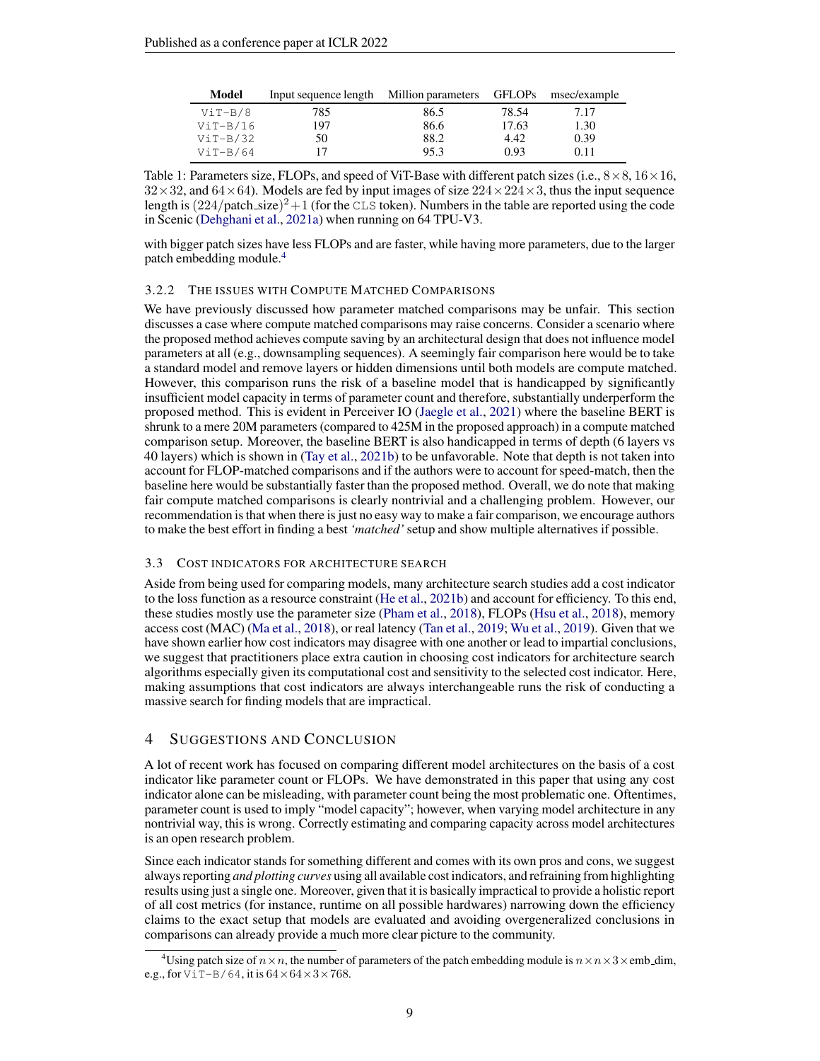| Model | Input sequence length | Million parameters | GFLOPs | msec/example |
|---|---|---|---|---|
| ViT-B/8 | 785 | 86.5 | 78.54 | 7.17 |
| ViT-B/16 | 197 | 86.6 | 17.63 | 1.30 |
| ViT-B/32 | 50 | 88.2 | 4.42 | 0.39 |
| ViT-B/64 | 17 | 95.3 | 0.93 | 0.11 |

Table 1: Parameters size, FLOPs, and speed of ViT-Base with different patch sizes (i.e., $8\times8$, $16\times16$, $32\times32$, and $64\times64$). Models are fed by input images of size $224\times224\times3$, thus the input sequence length is $(224/\text{patch\_size})^2+1$ (for the CLS token). Numbers in the table are reported using the code in Scenic (Dehghani et al., 2021a) when running on 64 TPU-V3.

with bigger patch sizes have less FLOPs and are faster, while having more parameters, due to the larger patch embedding module.[4]

### 3.2.2 The Issues with Compute Matched Comparisons

We have previously discussed how parameter matched comparisons may be unfair. This section discusses a case where compute matched comparisons may raise concerns. Consider a scenario where the proposed method achieves compute saving by an architectural design that does not influence model parameters at all (e.g., downsampling sequences). A seemingly fair comparison here would be to take a standard model and remove layers or hidden dimensions until both models are compute matched. However, this comparison runs the risk of a baseline model that is handicapped by significantly insufficient model capacity in terms of parameter count and therefore, substantially underperform the proposed method. This is evident in Perceiver IO (Jaegle et al., 2021) where the baseline BERT is shrunk to a mere 20M parameters (compared to 425M in the proposed approach) in a compute matched comparison setup. Moreover, the baseline BERT is also handicapped in terms of depth (6 layers vs 40 layers) which is shown in (Tay et al., 2021b) to be unfavorable. Note that depth is not taken into account for FLOP-matched comparisons and if the authors were to account for speed-match, then the baseline here would be substantially faster than the proposed method. Overall, we do note that making fair compute matched comparisons is clearly nontrivial and a challenging problem. However, our recommendation is that when there is just no easy way to make a fair comparison, we encourage authors to make the best effort in finding a best *'matched'* setup and show multiple alternatives if possible.

### 3.3 Cost Indicators for Architecture Search

Aside from being used for comparing models, many architecture search studies add a cost indicator to the loss function as a resource constraint (He et al., 2021b) and account for efficiency. To this end, these studies mostly use the parameter size (Pham et al., 2018), FLOPs (Hsu et al., 2018), memory access cost (MAC) (Ma et al., 2018), or real latency (Tan et al., 2019; Wu et al., 2019). Given that we have shown earlier how cost indicators may disagree with one another or lead to impartial conclusions, we suggest that practitioners place extra caution in choosing cost indicators for architecture search algorithms especially given its computational cost and sensitivity to the selected cost indicator. Here, making assumptions that cost indicators are always interchangeable runs the risk of conducting a massive search for finding models that are impractical.

## 4 Suggestions and Conclusion

A lot of recent work has focused on comparing different model architectures on the basis of a cost indicator like parameter count or FLOPs. We have demonstrated in this paper that using any cost indicator alone can be misleading, with parameter count being the most problematic one. Oftentimes, parameter count is used to imply "model capacity"; however, when varying model architecture in any nontrivial way, this is wrong. Correctly estimating and comparing capacity across model architectures is an open research problem.

Since each indicator stands for something different and comes with its own pros and cons, we suggest always reporting *and plotting curves* using all available cost indicators, and refraining from highlighting results using just a single one. Moreover, given that it is basically impractical to provide a holistic report of all cost metrics (for instance, runtime on all possible hardwares) narrowing down the efficiency claims to the exact setup that models are evaluated and avoiding overgeneralized conclusions in comparisons can already provide a much more clear picture to the community.

[4] Using patch size of $n\times n$, the number of parameters of the patch embedding module is $n\times n\times3\times\text{emb\_dim}$, e.g., for ViT-B/64, it is $64\times64\times3\times768$.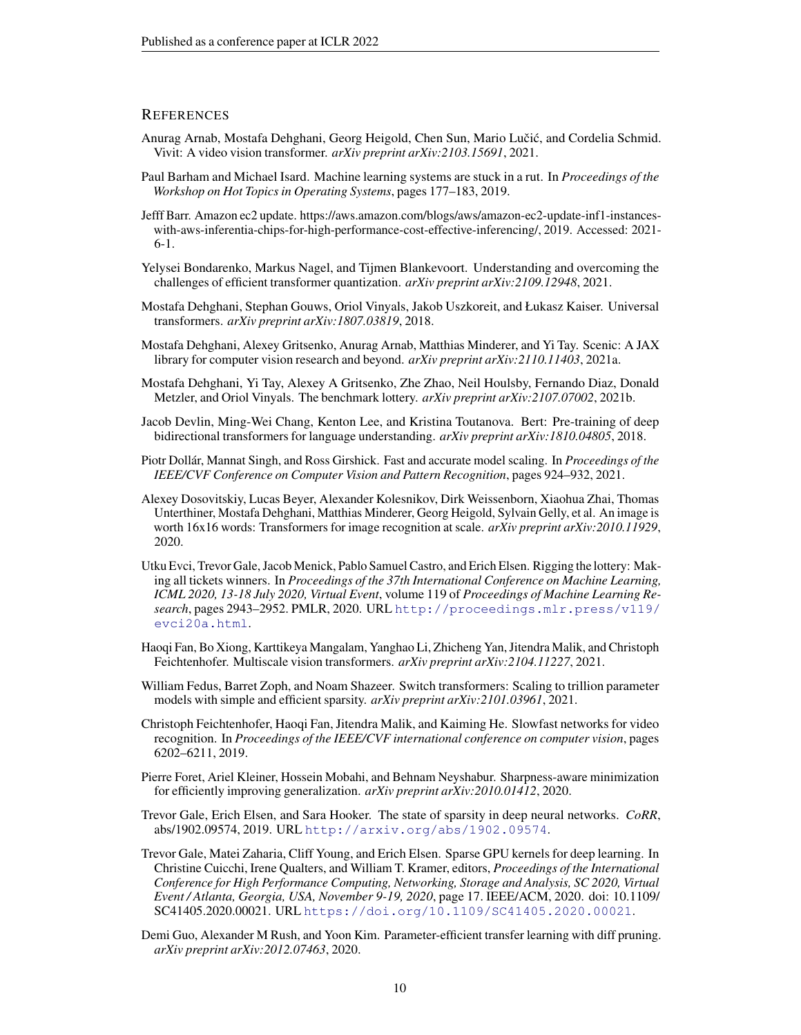## References

Anurag Arnab, Mostafa Dehghani, Georg Heigold, Chen Sun, Mario Lučić, and Cordelia Schmid. Vivit: A video vision transformer. *arXiv preprint arXiv:2103.15691*, 2021.

Paul Barham and Michael Isard. Machine learning systems are stuck in a rut. In *Proceedings of the Workshop on Hot Topics in Operating Systems*, pages 177–183, 2019.

Jefff Barr. Amazon ec2 update. https://aws.amazon.com/blogs/aws/amazon-ec2-update-inf1-instances-with-aws-inferentia-chips-for-high-performance-cost-effective-inferencing/, 2019. Accessed: 2021-6-1.

Yelysei Bondarenko, Markus Nagel, and Tijmen Blankevoort. Understanding and overcoming the challenges of efficient transformer quantization. *arXiv preprint arXiv:2109.12948*, 2021.

Mostafa Dehghani, Stephan Gouws, Oriol Vinyals, Jakob Uszkoreit, and Łukasz Kaiser. Universal transformers. *arXiv preprint arXiv:1807.03819*, 2018.

Mostafa Dehghani, Alexey Gritsenko, Anurag Arnab, Matthias Minderer, and Yi Tay. Scenic: A JAX library for computer vision research and beyond. *arXiv preprint arXiv:2110.11403*, 2021a.

Mostafa Dehghani, Yi Tay, Alexey A Gritsenko, Zhe Zhao, Neil Houlsby, Fernando Diaz, Donald Metzler, and Oriol Vinyals. The benchmark lottery. *arXiv preprint arXiv:2107.07002*, 2021b.

Jacob Devlin, Ming-Wei Chang, Kenton Lee, and Kristina Toutanova. Bert: Pre-training of deep bidirectional transformers for language understanding. *arXiv preprint arXiv:1810.04805*, 2018.

Piotr Dollár, Mannat Singh, and Ross Girshick. Fast and accurate model scaling. In *Proceedings of the IEEE/CVF Conference on Computer Vision and Pattern Recognition*, pages 924–932, 2021.

Alexey Dosovitskiy, Lucas Beyer, Alexander Kolesnikov, Dirk Weissenborn, Xiaohua Zhai, Thomas Unterthiner, Mostafa Dehghani, Matthias Minderer, Georg Heigold, Sylvain Gelly, et al. An image is worth 16x16 words: Transformers for image recognition at scale. *arXiv preprint arXiv:2010.11929*, 2020.

Utku Evci, Trevor Gale, Jacob Menick, Pablo Samuel Castro, and Erich Elsen. Rigging the lottery: Making all tickets winners. In *Proceedings of the 37th International Conference on Machine Learning, ICML 2020, 13-18 July 2020, Virtual Event*, volume 119 of *Proceedings of Machine Learning Research*, pages 2943–2952. PMLR, 2020. URL http://proceedings.mlr.press/v119/evci20a.html.

Haoqi Fan, Bo Xiong, Karttikeya Mangalam, Yanghao Li, Zhicheng Yan, Jitendra Malik, and Christoph Feichtenhofer. Multiscale vision transformers. *arXiv preprint arXiv:2104.11227*, 2021.

William Fedus, Barret Zoph, and Noam Shazeer. Switch transformers: Scaling to trillion parameter models with simple and efficient sparsity. *arXiv preprint arXiv:2101.03961*, 2021.

Christoph Feichtenhofer, Haoqi Fan, Jitendra Malik, and Kaiming He. Slowfast networks for video recognition. In *Proceedings of the IEEE/CVF international conference on computer vision*, pages 6202–6211, 2019.

Pierre Foret, Ariel Kleiner, Hossein Mobahi, and Behnam Neyshabur. Sharpness-aware minimization for efficiently improving generalization. *arXiv preprint arXiv:2010.01412*, 2020.

Trevor Gale, Erich Elsen, and Sara Hooker. The state of sparsity in deep neural networks. *CoRR*, abs/1902.09574, 2019. URL http://arxiv.org/abs/1902.09574.

Trevor Gale, Matei Zaharia, Cliff Young, and Erich Elsen. Sparse GPU kernels for deep learning. In Christine Cuicchi, Irene Qualters, and William T. Kramer, editors, *Proceedings of the International Conference for High Performance Computing, Networking, Storage and Analysis, SC 2020, Virtual Event / Atlanta, Georgia, USA, November 9-19, 2020*, page 17. IEEE/ACM, 2020. doi: 10.1109/SC41405.2020.00021. URL https://doi.org/10.1109/SC41405.2020.00021.

Demi Guo, Alexander M Rush, and Yoon Kim. Parameter-efficient transfer learning with diff pruning. *arXiv preprint arXiv:2012.07463*, 2020.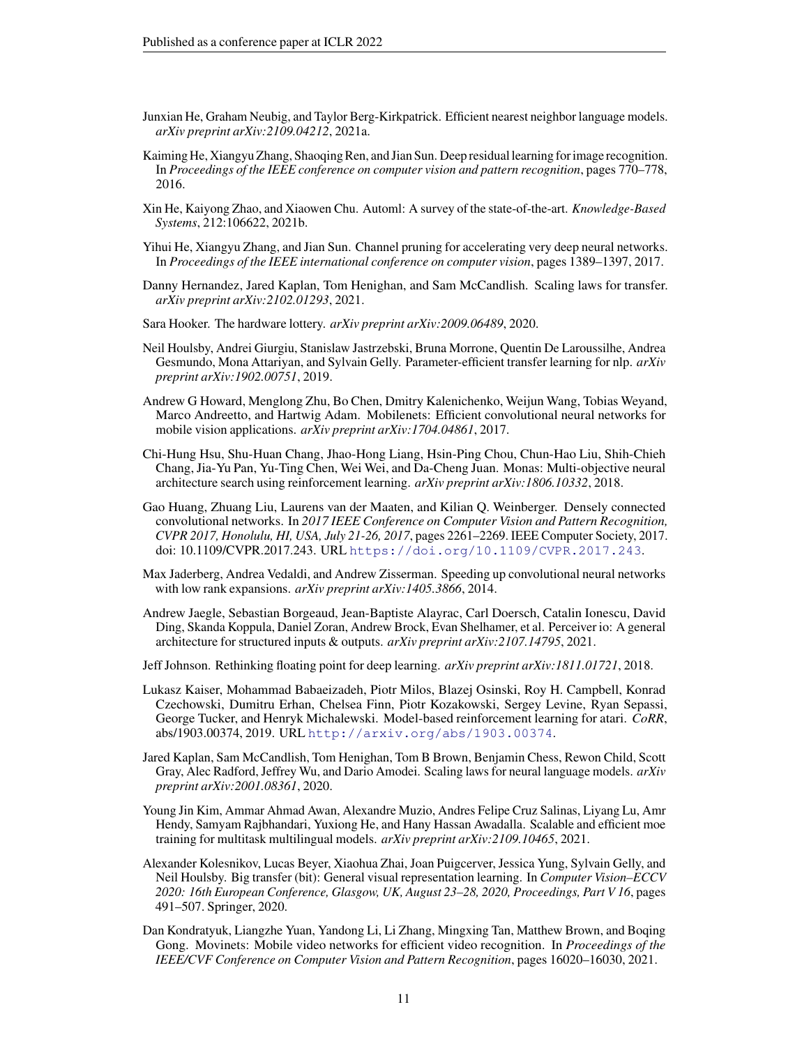Junxian He, Graham Neubig, and Taylor Berg-Kirkpatrick. Efficient nearest neighbor language models. *arXiv preprint arXiv:2109.04212*, 2021a.

Kaiming He, Xiangyu Zhang, Shaoqing Ren, and Jian Sun. Deep residual learning for image recognition. In *Proceedings of the IEEE conference on computer vision and pattern recognition*, pages 770–778, 2016.

Xin He, Kaiyong Zhao, and Xiaowen Chu. Automl: A survey of the state-of-the-art. *Knowledge-Based Systems*, 212:106622, 2021b.

Yihui He, Xiangyu Zhang, and Jian Sun. Channel pruning for accelerating very deep neural networks. In *Proceedings of the IEEE international conference on computer vision*, pages 1389–1397, 2017.

Danny Hernandez, Jared Kaplan, Tom Henighan, and Sam McCandlish. Scaling laws for transfer. *arXiv preprint arXiv:2102.01293*, 2021.

Sara Hooker. The hardware lottery. *arXiv preprint arXiv:2009.06489*, 2020.

Neil Houlsby, Andrei Giurgiu, Stanislaw Jastrzebski, Bruna Morrone, Quentin De Laroussilhe, Andrea Gesmundo, Mona Attariyan, and Sylvain Gelly. Parameter-efficient transfer learning for nlp. *arXiv preprint arXiv:1902.00751*, 2019.

Andrew G Howard, Menglong Zhu, Bo Chen, Dmitry Kalenichenko, Weijun Wang, Tobias Weyand, Marco Andreetto, and Hartwig Adam. Mobilenets: Efficient convolutional neural networks for mobile vision applications. *arXiv preprint arXiv:1704.04861*, 2017.

Chi-Hung Hsu, Shu-Huan Chang, Jhao-Hong Liang, Hsin-Ping Chou, Chun-Hao Liu, Shih-Chieh Chang, Jia-Yu Pan, Yu-Ting Chen, Wei Wei, and Da-Cheng Juan. Monas: Multi-objective neural architecture search using reinforcement learning. *arXiv preprint arXiv:1806.10332*, 2018.

Gao Huang, Zhuang Liu, Laurens van der Maaten, and Kilian Q. Weinberger. Densely connected convolutional networks. In *2017 IEEE Conference on Computer Vision and Pattern Recognition, CVPR 2017, Honolulu, HI, USA, July 21-26, 2017*, pages 2261–2269. IEEE Computer Society, 2017. doi: 10.1109/CVPR.2017.243. URL https://doi.org/10.1109/CVPR.2017.243.

Max Jaderberg, Andrea Vedaldi, and Andrew Zisserman. Speeding up convolutional neural networks with low rank expansions. *arXiv preprint arXiv:1405.3866*, 2014.

Andrew Jaegle, Sebastian Borgeaud, Jean-Baptiste Alayrac, Carl Doersch, Catalin Ionescu, David Ding, Skanda Koppula, Daniel Zoran, Andrew Brock, Evan Shelhamer, et al. Perceiver io: A general architecture for structured inputs & outputs. *arXiv preprint arXiv:2107.14795*, 2021.

Jeff Johnson. Rethinking floating point for deep learning. *arXiv preprint arXiv:1811.01721*, 2018.

Lukasz Kaiser, Mohammad Babaeizadeh, Piotr Milos, Blazej Osinski, Roy H. Campbell, Konrad Czechowski, Dumitru Erhan, Chelsea Finn, Piotr Kozakowski, Sergey Levine, Ryan Sepassi, George Tucker, and Henryk Michalewski. Model-based reinforcement learning for atari. *CoRR*, abs/1903.00374, 2019. URL http://arxiv.org/abs/1903.00374.

Jared Kaplan, Sam McCandlish, Tom Henighan, Tom B Brown, Benjamin Chess, Rewon Child, Scott Gray, Alec Radford, Jeffrey Wu, and Dario Amodei. Scaling laws for neural language models. *arXiv preprint arXiv:2001.08361*, 2020.

Young Jin Kim, Ammar Ahmad Awan, Alexandre Muzio, Andres Felipe Cruz Salinas, Liyang Lu, Amr Hendy, Samyam Rajbhandari, Yuxiong He, and Hany Hassan Awadalla. Scalable and efficient moe training for multitask multilingual models. *arXiv preprint arXiv:2109.10465*, 2021.

Alexander Kolesnikov, Lucas Beyer, Xiaohua Zhai, Joan Puigcerver, Jessica Yung, Sylvain Gelly, and Neil Houlsby. Big transfer (bit): General visual representation learning. In *Computer Vision–ECCV 2020: 16th European Conference, Glasgow, UK, August 23–28, 2020, Proceedings, Part V 16*, pages 491–507. Springer, 2020.

Dan Kondratyuk, Liangzhe Yuan, Yandong Li, Li Zhang, Mingxing Tan, Matthew Brown, and Boqing Gong. Movinets: Mobile video networks for efficient video recognition. In *Proceedings of the IEEE/CVF Conference on Computer Vision and Pattern Recognition*, pages 16020–16030, 2021.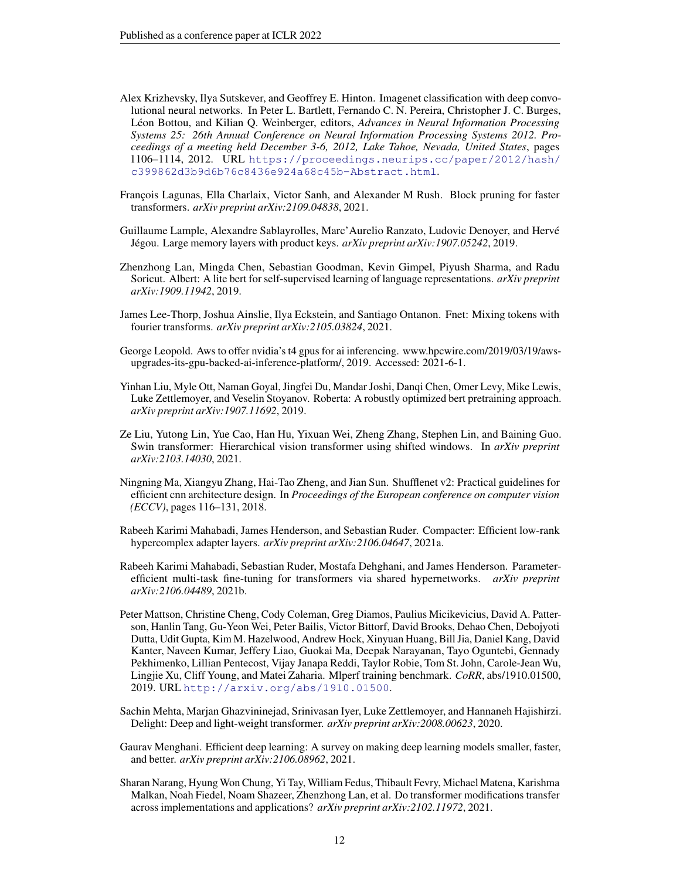Alex Krizhevsky, Ilya Sutskever, and Geoffrey E. Hinton. Imagenet classification with deep convolutional neural networks. In Peter L. Bartlett, Fernando C. N. Pereira, Christopher J. C. Burges, Léon Bottou, and Kilian Q. Weinberger, editors, *Advances in Neural Information Processing Systems 25: 26th Annual Conference on Neural Information Processing Systems 2012. Proceedings of a meeting held December 3-6, 2012, Lake Tahoe, Nevada, United States*, pages 1106–1114, 2012. URL https://proceedings.neurips.cc/paper/2012/hash/c399862d3b9d6b76c8436e924a68c45b-Abstract.html.

François Lagunas, Ella Charlaix, Victor Sanh, and Alexander M Rush. Block pruning for faster transformers. *arXiv preprint arXiv:2109.04838*, 2021.

Guillaume Lample, Alexandre Sablayrolles, Marc'Aurelio Ranzato, Ludovic Denoyer, and Hervé Jégou. Large memory layers with product keys. *arXiv preprint arXiv:1907.05242*, 2019.

Zhenzhong Lan, Mingda Chen, Sebastian Goodman, Kevin Gimpel, Piyush Sharma, and Radu Soricut. Albert: A lite bert for self-supervised learning of language representations. *arXiv preprint arXiv:1909.11942*, 2019.

James Lee-Thorp, Joshua Ainslie, Ilya Eckstein, and Santiago Ontanon. Fnet: Mixing tokens with fourier transforms. *arXiv preprint arXiv:2105.03824*, 2021.

George Leopold. Aws to offer nvidia's t4 gpus for ai inferencing. www.hpcwire.com/2019/03/19/aws-upgrades-its-gpu-backed-ai-inference-platform/, 2019. Accessed: 2021-6-1.

Yinhan Liu, Myle Ott, Naman Goyal, Jingfei Du, Mandar Joshi, Danqi Chen, Omer Levy, Mike Lewis, Luke Zettlemoyer, and Veselin Stoyanov. Roberta: A robustly optimized bert pretraining approach. *arXiv preprint arXiv:1907.11692*, 2019.

Ze Liu, Yutong Lin, Yue Cao, Han Hu, Yixuan Wei, Zheng Zhang, Stephen Lin, and Baining Guo. Swin transformer: Hierarchical vision transformer using shifted windows. In *arXiv preprint arXiv:2103.14030*, 2021.

Ningning Ma, Xiangyu Zhang, Hai-Tao Zheng, and Jian Sun. Shufflenet v2: Practical guidelines for efficient cnn architecture design. In *Proceedings of the European conference on computer vision (ECCV)*, pages 116–131, 2018.

Rabeeh Karimi Mahabadi, James Henderson, and Sebastian Ruder. Compacter: Efficient low-rank hypercomplex adapter layers. *arXiv preprint arXiv:2106.04647*, 2021a.

Rabeeh Karimi Mahabadi, Sebastian Ruder, Mostafa Dehghani, and James Henderson. Parameter-efficient multi-task fine-tuning for transformers via shared hypernetworks. *arXiv preprint arXiv:2106.04489*, 2021b.

Peter Mattson, Christine Cheng, Cody Coleman, Greg Diamos, Paulius Micikevicius, David A. Patterson, Hanlin Tang, Gu-Yeon Wei, Peter Bailis, Victor Bittorf, David Brooks, Dehao Chen, Debojyoti Dutta, Udit Gupta, Kim M. Hazelwood, Andrew Hock, Xinyuan Huang, Bill Jia, Daniel Kang, David Kanter, Naveen Kumar, Jeffery Liao, Guokai Ma, Deepak Narayanan, Tayo Oguntebi, Gennady Pekhimenko, Lillian Pentecost, Vijay Janapa Reddi, Taylor Robie, Tom St. John, Carole-Jean Wu, Lingjie Xu, Cliff Young, and Matei Zaharia. Mlperf training benchmark. *CoRR*, abs/1910.01500, 2019. URL http://arxiv.org/abs/1910.01500.

Sachin Mehta, Marjan Ghazvininejad, Srinivasan Iyer, Luke Zettlemoyer, and Hannaneh Hajishirzi. Delight: Deep and light-weight transformer. *arXiv preprint arXiv:2008.00623*, 2020.

Gaurav Menghani. Efficient deep learning: A survey on making deep learning models smaller, faster, and better. *arXiv preprint arXiv:2106.08962*, 2021.

Sharan Narang, Hyung Won Chung, Yi Tay, William Fedus, Thibault Fevry, Michael Matena, Karishma Malkan, Noah Fiedel, Noam Shazeer, Zhenzhong Lan, et al. Do transformer modifications transfer across implementations and applications? *arXiv preprint arXiv:2102.11972*, 2021.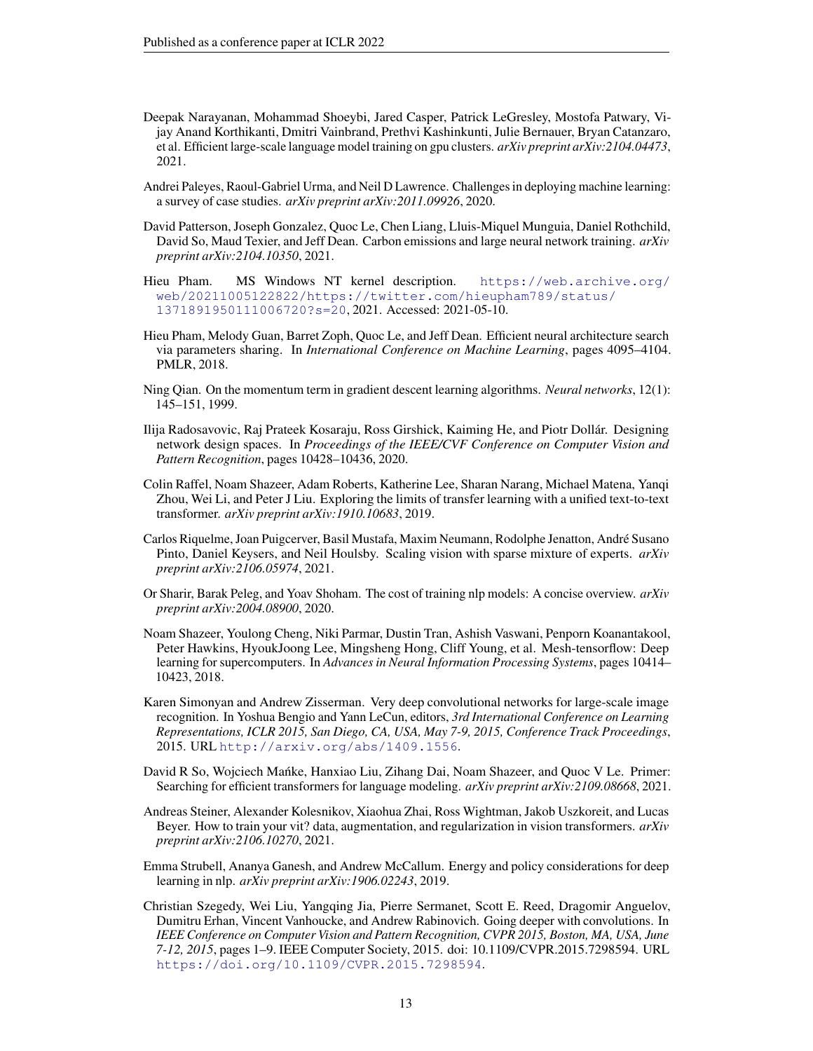Deepak Narayanan, Mohammad Shoeybi, Jared Casper, Patrick LeGresley, Mostofa Patwary, Vijay Anand Korthikanti, Dmitri Vainbrand, Prethvi Kashinkunti, Julie Bernauer, Bryan Catanzaro, et al. Efficient large-scale language model training on gpu clusters. *arXiv preprint arXiv:2104.04473*, 2021.

Andrei Paleyes, Raoul-Gabriel Urma, and Neil D Lawrence. Challenges in deploying machine learning: a survey of case studies. *arXiv preprint arXiv:2011.09926*, 2020.

David Patterson, Joseph Gonzalez, Quoc Le, Chen Liang, Lluis-Miquel Munguia, Daniel Rothchild, David So, Maud Texier, and Jeff Dean. Carbon emissions and large neural network training. *arXiv preprint arXiv:2104.10350*, 2021.

Hieu Pham. MS Windows NT kernel description. https://web.archive.org/web/20211005122822/https://twitter.com/hieupham789/status/1371891950111006720?s=20, 2021. Accessed: 2021-05-10.

Hieu Pham, Melody Guan, Barret Zoph, Quoc Le, and Jeff Dean. Efficient neural architecture search via parameters sharing. In *International Conference on Machine Learning*, pages 4095–4104. PMLR, 2018.

Ning Qian. On the momentum term in gradient descent learning algorithms. *Neural networks*, 12(1): 145–151, 1999.

Ilija Radosavovic, Raj Prateek Kosaraju, Ross Girshick, Kaiming He, and Piotr Dollár. Designing network design spaces. In *Proceedings of the IEEE/CVF Conference on Computer Vision and Pattern Recognition*, pages 10428–10436, 2020.

Colin Raffel, Noam Shazeer, Adam Roberts, Katherine Lee, Sharan Narang, Michael Matena, Yanqi Zhou, Wei Li, and Peter J Liu. Exploring the limits of transfer learning with a unified text-to-text transformer. *arXiv preprint arXiv:1910.10683*, 2019.

Carlos Riquelme, Joan Puigcerver, Basil Mustafa, Maxim Neumann, Rodolphe Jenatton, André Susano Pinto, Daniel Keysers, and Neil Houlsby. Scaling vision with sparse mixture of experts. *arXiv preprint arXiv:2106.05974*, 2021.

Or Sharir, Barak Peleg, and Yoav Shoham. The cost of training nlp models: A concise overview. *arXiv preprint arXiv:2004.08900*, 2020.

Noam Shazeer, Youlong Cheng, Niki Parmar, Dustin Tran, Ashish Vaswani, Penporn Koanantakool, Peter Hawkins, HyoukJoong Lee, Mingsheng Hong, Cliff Young, et al. Mesh-tensorflow: Deep learning for supercomputers. In *Advances in Neural Information Processing Systems*, pages 10414–10423, 2018.

Karen Simonyan and Andrew Zisserman. Very deep convolutional networks for large-scale image recognition. In Yoshua Bengio and Yann LeCun, editors, *3rd International Conference on Learning Representations, ICLR 2015, San Diego, CA, USA, May 7-9, 2015, Conference Track Proceedings*, 2015. URL http://arxiv.org/abs/1409.1556.

David R So, Wojciech Mańke, Hanxiao Liu, Zihang Dai, Noam Shazeer, and Quoc V Le. Primer: Searching for efficient transformers for language modeling. *arXiv preprint arXiv:2109.08668*, 2021.

Andreas Steiner, Alexander Kolesnikov, Xiaohua Zhai, Ross Wightman, Jakob Uszkoreit, and Lucas Beyer. How to train your vit? data, augmentation, and regularization in vision transformers. *arXiv preprint arXiv:2106.10270*, 2021.

Emma Strubell, Ananya Ganesh, and Andrew McCallum. Energy and policy considerations for deep learning in nlp. *arXiv preprint arXiv:1906.02243*, 2019.

Christian Szegedy, Wei Liu, Yangqing Jia, Pierre Sermanet, Scott E. Reed, Dragomir Anguelov, Dumitru Erhan, Vincent Vanhoucke, and Andrew Rabinovich. Going deeper with convolutions. In *IEEE Conference on Computer Vision and Pattern Recognition, CVPR 2015, Boston, MA, USA, June 7-12, 2015*, pages 1–9. IEEE Computer Society, 2015. doi: 10.1109/CVPR.2015.7298594. URL https://doi.org/10.1109/CVPR.2015.7298594.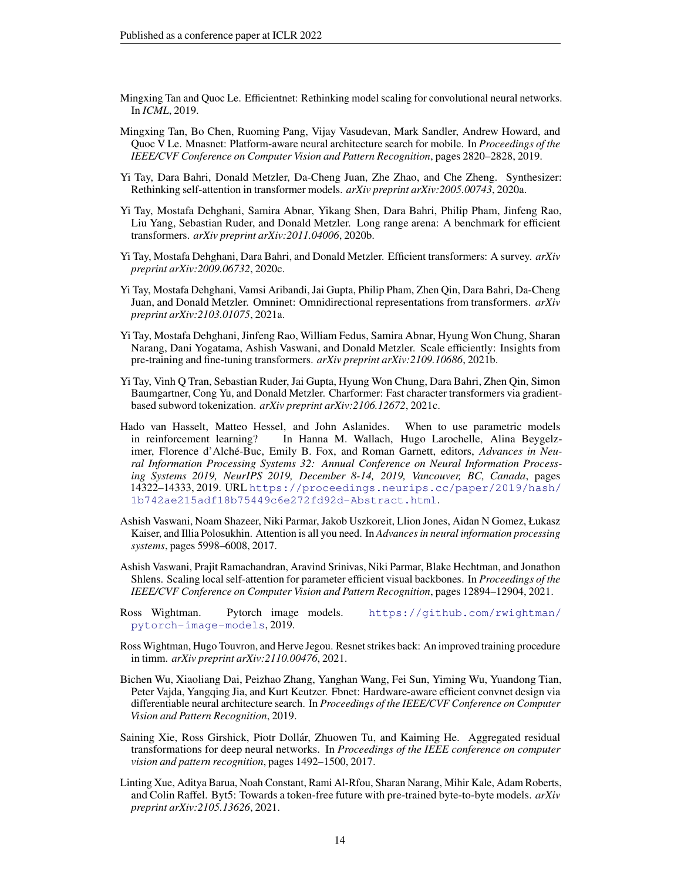Mingxing Tan and Quoc Le. Efficientnet: Rethinking model scaling for convolutional neural networks. In *ICML*, 2019.

Mingxing Tan, Bo Chen, Ruoming Pang, Vijay Vasudevan, Mark Sandler, Andrew Howard, and Quoc V Le. Mnasnet: Platform-aware neural architecture search for mobile. In *Proceedings of the IEEE/CVF Conference on Computer Vision and Pattern Recognition*, pages 2820–2828, 2019.

Yi Tay, Dara Bahri, Donald Metzler, Da-Cheng Juan, Zhe Zhao, and Che Zheng. Synthesizer: Rethinking self-attention in transformer models. *arXiv preprint arXiv:2005.00743*, 2020a.

Yi Tay, Mostafa Dehghani, Samira Abnar, Yikang Shen, Dara Bahri, Philip Pham, Jinfeng Rao, Liu Yang, Sebastian Ruder, and Donald Metzler. Long range arena: A benchmark for efficient transformers. *arXiv preprint arXiv:2011.04006*, 2020b.

Yi Tay, Mostafa Dehghani, Dara Bahri, and Donald Metzler. Efficient transformers: A survey. *arXiv preprint arXiv:2009.06732*, 2020c.

Yi Tay, Mostafa Dehghani, Vamsi Aribandi, Jai Gupta, Philip Pham, Zhen Qin, Dara Bahri, Da-Cheng Juan, and Donald Metzler. Omninet: Omnidirectional representations from transformers. *arXiv preprint arXiv:2103.01075*, 2021a.

Yi Tay, Mostafa Dehghani, Jinfeng Rao, William Fedus, Samira Abnar, Hyung Won Chung, Sharan Narang, Dani Yogatama, Ashish Vaswani, and Donald Metzler. Scale efficiently: Insights from pre-training and fine-tuning transformers. *arXiv preprint arXiv:2109.10686*, 2021b.

Yi Tay, Vinh Q Tran, Sebastian Ruder, Jai Gupta, Hyung Won Chung, Dara Bahri, Zhen Qin, Simon Baumgartner, Cong Yu, and Donald Metzler. Charformer: Fast character transformers via gradient-based subword tokenization. *arXiv preprint arXiv:2106.12672*, 2021c.

Hado van Hasselt, Matteo Hessel, and John Aslanides. When to use parametric models in reinforcement learning? In Hanna M. Wallach, Hugo Larochelle, Alina Beygelzimer, Florence d'Alché-Buc, Emily B. Fox, and Roman Garnett, editors, *Advances in Neural Information Processing Systems 32: Annual Conference on Neural Information Processing Systems 2019, NeurIPS 2019, December 8-14, 2019, Vancouver, BC, Canada*, pages 14322–14333, 2019. URL https://proceedings.neurips.cc/paper/2019/hash/1b742ae215adf18b75449c6e272fd92d-Abstract.html.

Ashish Vaswani, Noam Shazeer, Niki Parmar, Jakob Uszkoreit, Llion Jones, Aidan N Gomez, Łukasz Kaiser, and Illia Polosukhin. Attention is all you need. In *Advances in neural information processing systems*, pages 5998–6008, 2017.

Ashish Vaswani, Prajit Ramachandran, Aravind Srinivas, Niki Parmar, Blake Hechtman, and Jonathon Shlens. Scaling local self-attention for parameter efficient visual backbones. In *Proceedings of the IEEE/CVF Conference on Computer Vision and Pattern Recognition*, pages 12894–12904, 2021.

Ross Wightman. Pytorch image models. https://github.com/rwightman/pytorch-image-models, 2019.

Ross Wightman, Hugo Touvron, and Herve Jegou. Resnet strikes back: An improved training procedure in timm. *arXiv preprint arXiv:2110.00476*, 2021.

Bichen Wu, Xiaoliang Dai, Peizhao Zhang, Yanghan Wang, Fei Sun, Yiming Wu, Yuandong Tian, Peter Vajda, Yangqing Jia, and Kurt Keutzer. Fbnet: Hardware-aware efficient convnet design via differentiable neural architecture search. In *Proceedings of the IEEE/CVF Conference on Computer Vision and Pattern Recognition*, 2019.

Saining Xie, Ross Girshick, Piotr Dollár, Zhuowen Tu, and Kaiming He. Aggregated residual transformations for deep neural networks. In *Proceedings of the IEEE conference on computer vision and pattern recognition*, pages 1492–1500, 2017.

Linting Xue, Aditya Barua, Noah Constant, Rami Al-Rfou, Sharan Narang, Mihir Kale, Adam Roberts, and Colin Raffel. Byt5: Towards a token-free future with pre-trained byte-to-byte models. *arXiv preprint arXiv:2105.13626*, 2021.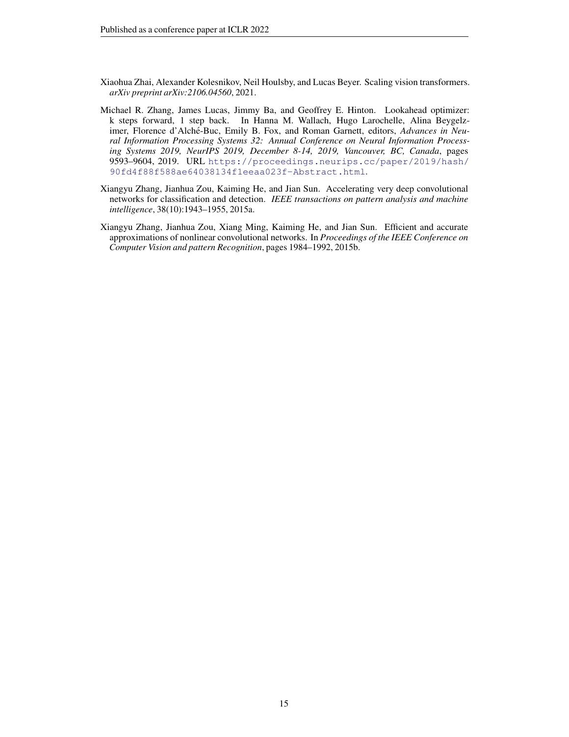Xiaohua Zhai, Alexander Kolesnikov, Neil Houlsby, and Lucas Beyer. Scaling vision transformers. *arXiv preprint arXiv:2106.04560*, 2021.

Michael R. Zhang, James Lucas, Jimmy Ba, and Geoffrey E. Hinton. Lookahead optimizer: k steps forward, 1 step back. In Hanna M. Wallach, Hugo Larochelle, Alina Beygelzimer, Florence d'Alché-Buc, Emily B. Fox, and Roman Garnett, editors, *Advances in Neural Information Processing Systems 32: Annual Conference on Neural Information Processing Systems 2019, NeurIPS 2019, December 8-14, 2019, Vancouver, BC, Canada*, pages 9593–9604, 2019. URL https://proceedings.neurips.cc/paper/2019/hash/90fd4f88f588ae64038134f1eeaa023f-Abstract.html.

Xiangyu Zhang, Jianhua Zou, Kaiming He, and Jian Sun. Accelerating very deep convolutional networks for classification and detection. *IEEE transactions on pattern analysis and machine intelligence*, 38(10):1943–1955, 2015a.

Xiangyu Zhang, Jianhua Zou, Xiang Ming, Kaiming He, and Jian Sun. Efficient and accurate approximations of nonlinear convolutional networks. In *Proceedings of the IEEE Conference on Computer Vision and pattern Recognition*, pages 1984–1992, 2015b.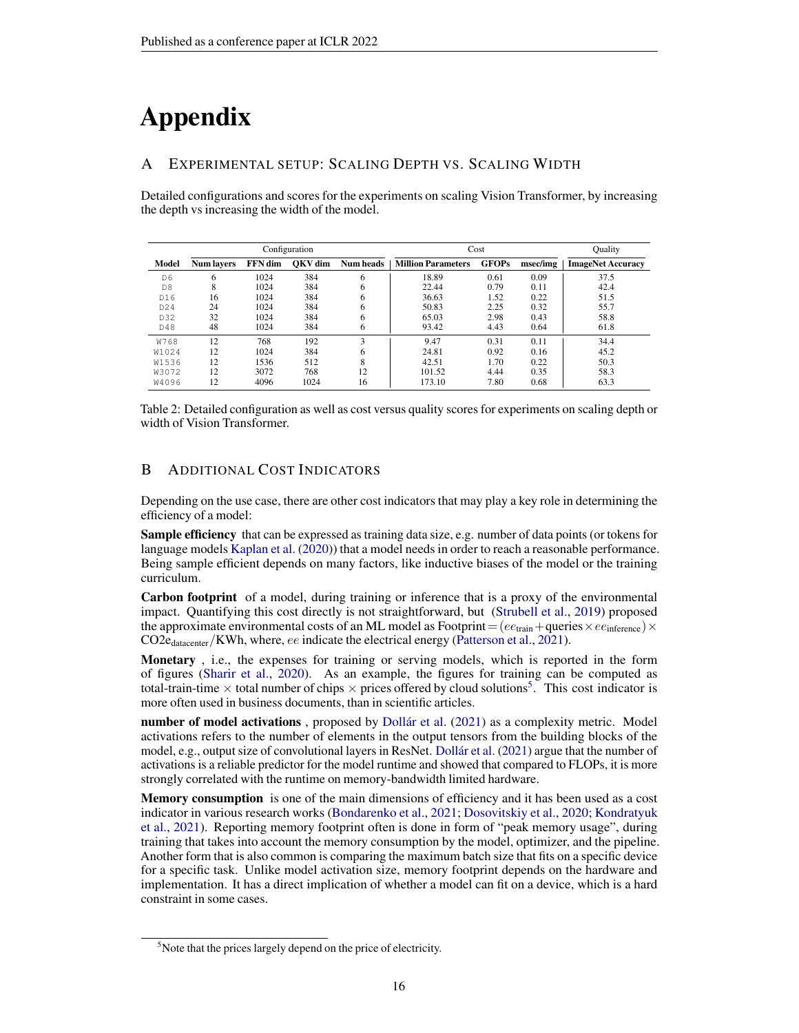# Appendix

## A Experimental setup: Scaling Depth vs. Scaling Width

Detailed configurations and scores for the experiments on scaling Vision Transformer, by increasing the depth vs increasing the width of the model.

| | Configuration | | | | Cost | | | Quality |
|---|---|---|---|---|---|---|---|---|
| **Model** | **Num layers** | **FFN dim** | **QKV dim** | **Num heads** | **Million Parameters** | **GFOPs** | **msec/img** | **ImageNet Accuracy** |
| D6 | 6 | 1024 | 384 | 6 | 18.89 | 0.61 | 0.09 | 37.5 |
| D8 | 8 | 1024 | 384 | 6 | 22.44 | 0.79 | 0.11 | 42.4 |
| D16 | 16 | 1024 | 384 | 6 | 36.63 | 1.52 | 0.22 | 51.5 |
| D24 | 24 | 1024 | 384 | 6 | 50.83 | 2.25 | 0.32 | 55.7 |
| D32 | 32 | 1024 | 384 | 6 | 65.03 | 2.98 | 0.43 | 58.8 |
| D48 | 48 | 1024 | 384 | 6 | 93.42 | 4.43 | 0.64 | 61.8 |
| W768 | 12 | 768 | 192 | 3 | 9.47 | 0.31 | 0.11 | 34.4 |
| W1024 | 12 | 1024 | 384 | 6 | 24.81 | 0.92 | 0.16 | 45.2 |
| W1536 | 12 | 1536 | 512 | 8 | 42.51 | 1.70 | 0.22 | 50.3 |
| W3072 | 12 | 3072 | 768 | 12 | 101.52 | 4.44 | 0.35 | 58.3 |
| W4096 | 12 | 4096 | 1024 | 16 | 173.10 | 7.80 | 0.68 | 63.3 |

Table 2: Detailed configuration as well as cost versus quality scores for experiments on scaling depth or width of Vision Transformer.

## B Additional Cost Indicators

Depending on the use case, there are other cost indicators that may play a key role in determining the efficiency of a model:

**Sample efficiency** that can be expressed as training data size, e.g. number of data points (or tokens for language models Kaplan et al. (2020)) that a model needs in order to reach a reasonable performance. Being sample efficient depends on many factors, like inductive biases of the model or the training curriculum.

**Carbon footprint** of a model, during training or inference that is a proxy of the environmental impact. Quantifying this cost directly is not straightforward, but (Strubell et al., 2019) proposed the approximate environmental costs of an ML model as Footprint $= (ee_{\text{train}} + \text{queries} \times ee_{\text{inference}}) \times \text{CO2e}_{\text{datacenter}}/\text{KWh}$, where, $ee$ indicate the electrical energy (Patterson et al., 2021).

**Monetary** , i.e., the expenses for training or serving models, which is reported in the form of figures (Sharir et al., 2020). As an example, the figures for training can be computed as total-train-time $\times$ total number of chips $\times$ prices offered by cloud solutions[5]. This cost indicator is more often used in business documents, than in scientific articles.

**number of model activations** , proposed by Dollár et al. (2021) as a complexity metric. Model activations refers to the number of elements in the output tensors from the building blocks of the model, e.g., output size of convolutional layers in ResNet. Dollár et al. (2021) argue that the number of activations is a reliable predictor for the model runtime and showed that compared to FLOPs, it is more strongly correlated with the runtime on memory-bandwidth limited hardware.

**Memory consumption** is one of the main dimensions of efficiency and it has been used as a cost indicator in various research works (Bondarenko et al., 2021; Dosovitskiy et al., 2020; Kondratyuk et al., 2021). Reporting memory footprint often is done in form of "peak memory usage", during training that takes into account the memory consumption by the model, optimizer, and the pipeline. Another form that is also common is comparing the maximum batch size that fits on a specific device for a specific task. Unlike model activation size, memory footprint depends on the hardware and implementation. It has a direct implication of whether a model can fit on a device, which is a hard constraint in some cases.

[5]Note that the prices largely depend on the price of electricity.